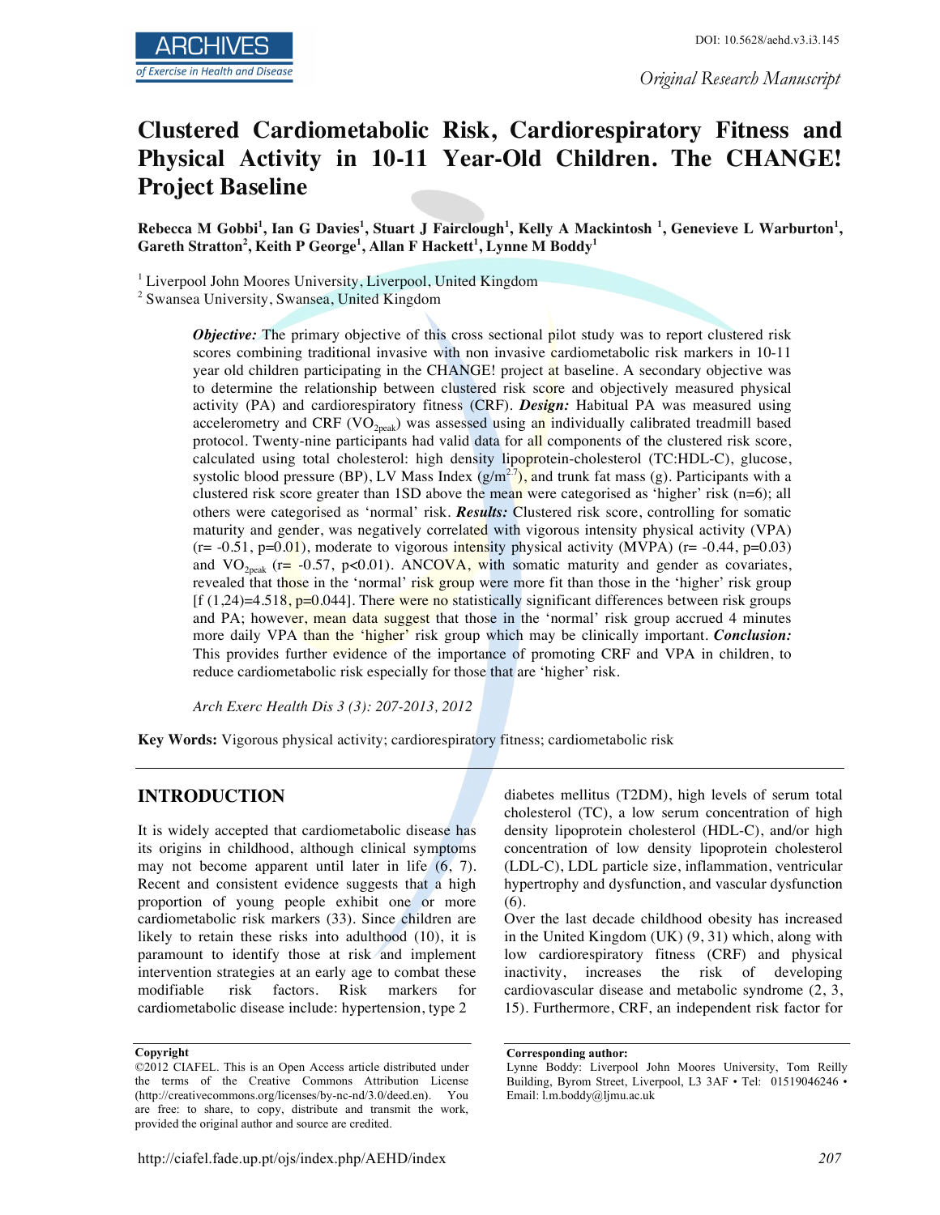Original Research Manuscript

# Clustered Cardiometabolic Risk, Cardiorespiratory Fitness and Physical Activity in 10-11 Year-Old Children. The CHANGE! Project Baseline

**Rebecca M Gobbi[1], Ian G Davies[1], Stuart J Fairclough[1], Kelly A Mackintosh [1], Genevieve L Warburton[1], Gareth Stratton[2], Keith P George[1], Allan F Hackett[1], Lynne M Boddy[1]**

[1] Liverpool John Moores University, Liverpool, United Kingdom
[2] Swansea University, Swansea, United Kingdom

***Objective:*** The primary objective of this cross sectional pilot study was to report clustered risk scores combining traditional invasive with non invasive cardiometabolic risk markers in 10-11 year old children participating in the CHANGE! project at baseline. A secondary objective was to determine the relationship between clustered risk score and objectively measured physical activity (PA) and cardiorespiratory fitness (CRF). ***Design:*** Habitual PA was measured using accelerometry and CRF ($VO_{2peak}$) was assessed using an individually calibrated treadmill based protocol. Twenty-nine participants had valid data for all components of the clustered risk score, calculated using total cholesterol: high density lipoprotein-cholesterol (TC:HDL-C), glucose, systolic blood pressure (BP), LV Mass Index ($g/m^{2.7}$), and trunk fat mass (g). Participants with a clustered risk score greater than 1SD above the mean were categorised as 'higher' risk (n=6); all others were categorised as 'normal' risk. ***Results:*** Clustered risk score, controlling for somatic maturity and gender, was negatively correlated with vigorous intensity physical activity (VPA) ($r = -0.51$, $p=0.01$), moderate to vigorous intensity physical activity (MVPA) ($r = -0.44$, $p=0.03$) and $VO_{2peak}$ ($r = -0.57$, $p<0.01$). ANCOVA, with somatic maturity and gender as covariates, revealed that those in the 'normal' risk group were more fit than those in the 'higher' risk group [f (1,24)=4.518, p=0.044]. There were no statistically significant differences between risk groups and PA; however, mean data suggest that those in the 'normal' risk group accrued 4 minutes more daily VPA than the 'higher' risk group which may be clinically important. ***Conclusion:*** This provides further evidence of the importance of promoting CRF and VPA in children, to reduce cardiometabolic risk especially for those that are 'higher' risk.

*Arch Exerc Health Dis 3 (3): 207-2013, 2012*

**Key Words:** Vigorous physical activity; cardiorespiratory fitness; cardiometabolic risk

## INTRODUCTION

It is widely accepted that cardiometabolic disease has its origins in childhood, although clinical symptoms may not become apparent until later in life (6, 7). Recent and consistent evidence suggests that a high proportion of young people exhibit one or more cardiometabolic risk markers (33). Since children are likely to retain these risks into adulthood (10), it is paramount to identify those at risk and implement intervention strategies at an early age to combat these modifiable risk factors. Risk markers for cardiometabolic disease include: hypertension, type 2 diabetes mellitus (T2DM), high levels of serum total cholesterol (TC), a low serum concentration of high density lipoprotein cholesterol (HDL-C), and/or high concentration of low density lipoprotein cholesterol (LDL-C), LDL particle size, inflammation, ventricular hypertrophy and dysfunction, and vascular dysfunction (6).

Over the last decade childhood obesity has increased in the United Kingdom (UK) (9, 31) which, along with low cardiorespiratory fitness (CRF) and physical inactivity, increases the risk of developing cardiovascular disease and metabolic syndrome (2, 3, 15). Furthermore, CRF, an independent risk factor for

**Copyright**
©2012 CIAFEL. This is an Open Access article distributed under the terms of the Creative Commons Attribution License (http://creativecommons.org/licenses/by-nc-nd/3.0/deed.en). You are free: to share, to copy, distribute and transmit the work, provided the original author and source are credited.

**Corresponding author:**
Lynne Boddy: Liverpool John Moores University, Tom Reilly Building, Byrom Street, Liverpool, L3 3AF • Tel: 01519046246 • Email: l.m.boddy@ljmu.ac.uk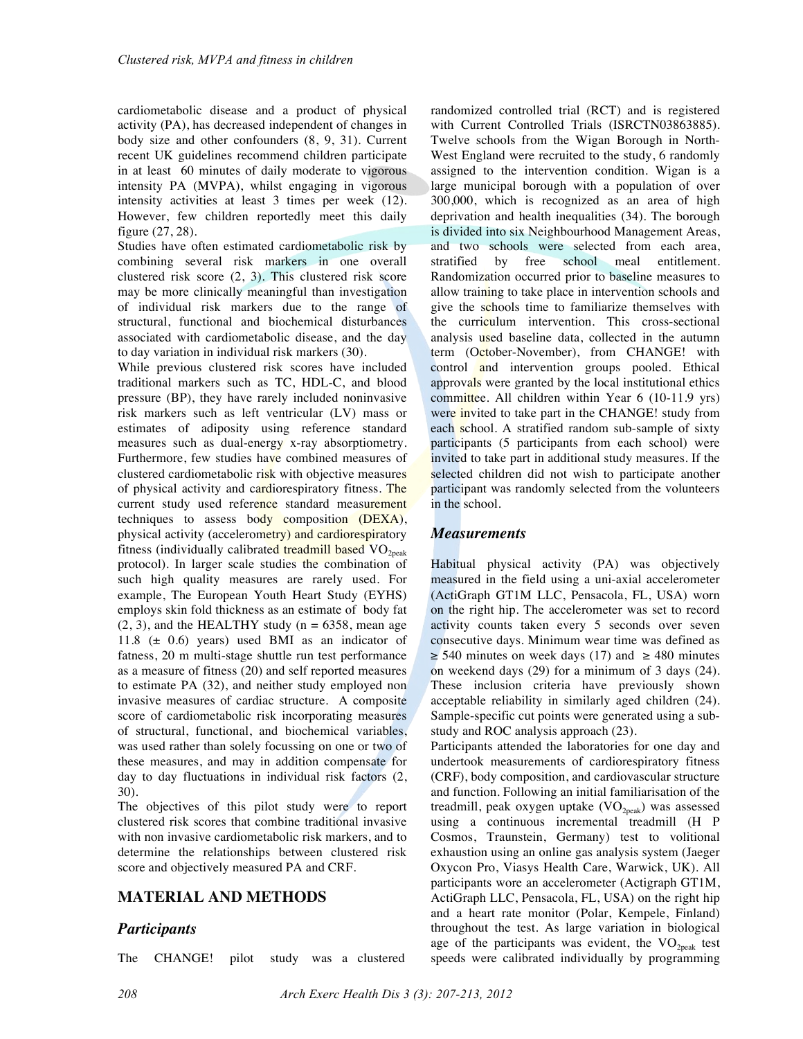cardiometabolic disease and a product of physical activity (PA), has decreased independent of changes in body size and other confounders (8, 9, 31). Current recent UK guidelines recommend children participate in at least 60 minutes of daily moderate to vigorous intensity PA (MVPA), whilst engaging in vigorous intensity activities at least 3 times per week (12). However, few children reportedly meet this daily figure (27, 28).

Studies have often estimated cardiometabolic risk by combining several risk markers in one overall clustered risk score (2, 3). This clustered risk score may be more clinically meaningful than investigation of individual risk markers due to the range of structural, functional and biochemical disturbances associated with cardiometabolic disease, and the day to day variation in individual risk markers (30).

While previous clustered risk scores have included traditional markers such as TC, HDL-C, and blood pressure (BP), they have rarely included noninvasive risk markers such as left ventricular (LV) mass or estimates of adiposity using reference standard measures such as dual-energy x-ray absorptiometry. Furthermore, few studies have combined measures of clustered cardiometabolic risk with objective measures of physical activity and cardiorespiratory fitness. The current study used reference standard measurement techniques to assess body composition (DEXA), physical activity (accelerometry) and cardiorespiratory fitness (individually calibrated treadmill based $VO_{2peak}$ protocol). In larger scale studies the combination of such high quality measures are rarely used. For example, The European Youth Heart Study (EYHS) employs skin fold thickness as an estimate of body fat (2, 3), and the HEALTHY study (n = 6358, mean age 11.8 (± 0.6) years) used BMI as an indicator of fatness, 20 m multi-stage shuttle run test performance as a measure of fitness (20) and self reported measures to estimate PA (32), and neither study employed non invasive measures of cardiac structure. A composite score of cardiometabolic risk incorporating measures of structural, functional, and biochemical variables, was used rather than solely focussing on one or two of these measures, and may in addition compensate for day to day fluctuations in individual risk factors (2, 30).

The objectives of this pilot study were to report clustered risk scores that combine traditional invasive with non invasive cardiometabolic risk markers, and to determine the relationships between clustered risk score and objectively measured PA and CRF.

## MATERIAL AND METHODS

### *Participants*

The CHANGE! pilot study was a clustered randomized controlled trial (RCT) and is registered with Current Controlled Trials (ISRCTN03863885). Twelve schools from the Wigan Borough in North-West England were recruited to the study, 6 randomly assigned to the intervention condition. Wigan is a large municipal borough with a population of over 300,000, which is recognized as an area of high deprivation and health inequalities (34). The borough is divided into six Neighbourhood Management Areas, and two schools were selected from each area, stratified by free school meal entitlement. Randomization occurred prior to baseline measures to allow training to take place in intervention schools and give the schools time to familiarize themselves with the curriculum intervention. This cross-sectional analysis used baseline data, collected in the autumn term (October-November), from CHANGE! with control and intervention groups pooled. Ethical approvals were granted by the local institutional ethics committee. All children within Year 6 (10-11.9 yrs) were invited to take part in the CHANGE! study from each school. A stratified random sub-sample of sixty participants (5 participants from each school) were invited to take part in additional study measures. If the selected children did not wish to participate another participant was randomly selected from the volunteers in the school.

### *Measurements*

Habitual physical activity (PA) was objectively measured in the field using a uni-axial accelerometer (ActiGraph GT1M LLC, Pensacola, FL, USA) worn on the right hip. The accelerometer was set to record activity counts taken every 5 seconds over seven consecutive days. Minimum wear time was defined as ≥ 540 minutes on week days (17) and ≥ 480 minutes on weekend days (29) for a minimum of 3 days (24). These inclusion criteria have previously shown acceptable reliability in similarly aged children (24). Sample-specific cut points were generated using a sub-study and ROC analysis approach (23).

Participants attended the laboratories for one day and undertook measurements of cardiorespiratory fitness (CRF), body composition, and cardiovascular structure and function. Following an initial familiarisation of the treadmill, peak oxygen uptake ($VO_{2peak}$) was assessed using a continuous incremental treadmill (H P Cosmos, Traunstein, Germany) test to volitional exhaustion using an online gas analysis system (Jaeger Oxycon Pro, Viasys Health Care, Warwick, UK). All participants wore an accelerometer (Actigraph GT1M, ActiGraph LLC, Pensacola, FL, USA) on the right hip and a heart rate monitor (Polar, Kempele, Finland) throughout the test. As large variation in biological age of the participants was evident, the $VO_{2peak}$ test speeds were calibrated individually by programming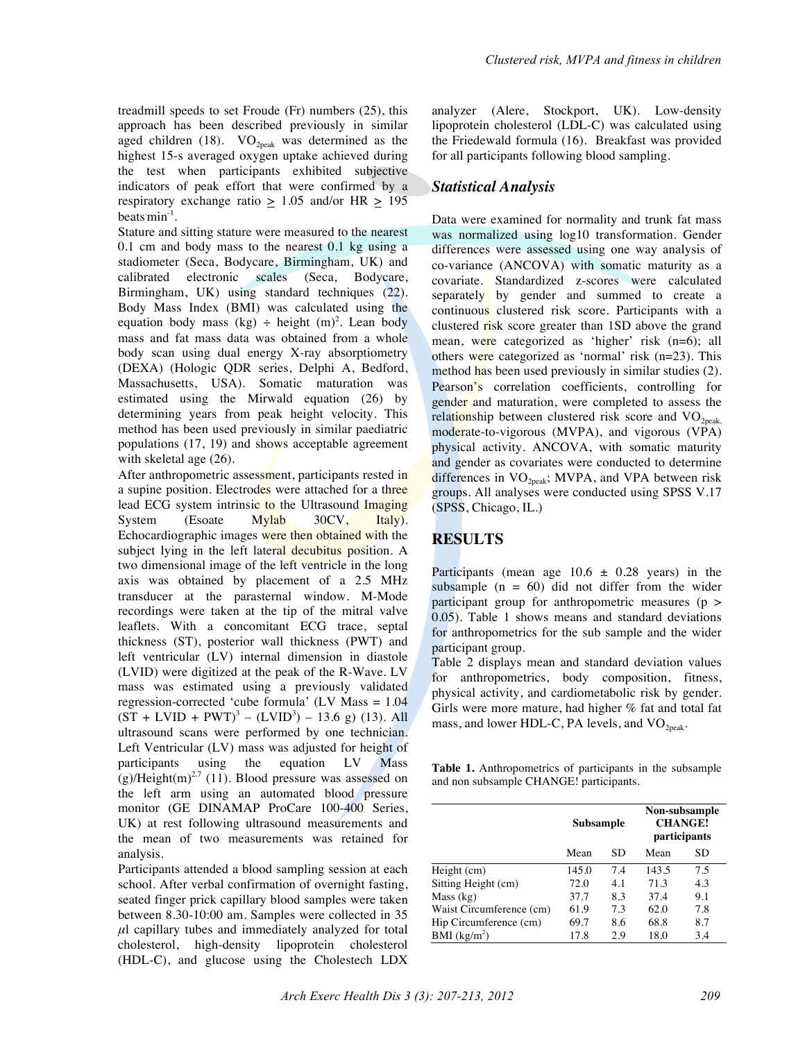treadmill speeds to set Froude (Fr) numbers (25), this approach has been described previously in similar aged children (18). $VO_{2peak}$ was determined as the highest 15-s averaged oxygen uptake achieved during the test when participants exhibited subjective indicators of peak effort that were confirmed by a respiratory exchange ratio $\geq$ 1.05 and/or HR $\geq$ 195 beats·min$^{-1}$.

Stature and sitting stature were measured to the nearest 0.1 cm and body mass to the nearest 0.1 kg using a stadiometer (Seca, Bodycare, Birmingham, UK) and calibrated electronic scales (Seca, Bodycare, Birmingham, UK) using standard techniques (22). Body Mass Index (BMI) was calculated using the equation body mass (kg) ÷ height (m)$^2$. Lean body mass and fat mass data was obtained from a whole body scan using dual energy X-ray absorptiometry (DEXA) (Hologic QDR series, Delphi A, Bedford, Massachusetts, USA). Somatic maturation was estimated using the Mirwald equation (26) by determining years from peak height velocity. This method has been used previously in similar paediatric populations (17, 19) and shows acceptable agreement with skeletal age (26).

After anthropometric assessment, participants rested in a supine position. Electrodes were attached for a three lead ECG system intrinsic to the Ultrasound Imaging System (Esoate Mylab 30CV, Italy). Echocardiographic images were then obtained with the subject lying in the left lateral decubitus position. A two dimensional image of the left ventricle in the long axis was obtained by placement of a 2.5 MHz transducer at the parasternal window. M-Mode recordings were taken at the tip of the mitral valve leaflets. With a concomitant ECG trace, septal thickness (ST), posterior wall thickness (PWT) and left ventricular (LV) internal dimension in diastole (LVID) were digitized at the peak of the R-Wave. LV mass was estimated using a previously validated regression-corrected 'cube formula' (LV Mass = 1.04 $(ST + LVID + PWT)^3 - (LVID^3) - 13.6$ g) (13). All ultrasound scans were performed by one technician. Left Ventricular (LV) mass was adjusted for height of participants using the equation LV Mass (g)/Height(m)$^{2.7}$ (11). Blood pressure was assessed on the left arm using an automated blood pressure monitor (GE DINAMAP ProCare 100-400 Series, UK) at rest following ultrasound measurements and the mean of two measurements was retained for analysis.

Participants attended a blood sampling session at each school. After verbal confirmation of overnight fasting, seated finger prick capillary blood samples were taken between 8.30-10:00 am. Samples were collected in 35 $\mu$l capillary tubes and immediately analyzed for total cholesterol, high-density lipoprotein cholesterol (HDL-C), and glucose using the Cholestech LDX analyzer (Alere, Stockport, UK). Low-density lipoprotein cholesterol (LDL-C) was calculated using the Friedewald formula (16). Breakfast was provided for all participants following blood sampling.

### *Statistical Analysis*

Data were examined for normality and trunk fat mass was normalized using log10 transformation. Gender differences were assessed using one way analysis of co-variance (ANCOVA) with somatic maturity as a covariate. Standardized z-scores were calculated separately by gender and summed to create a continuous clustered risk score. Participants with a clustered risk score greater than 1SD above the grand mean, were categorized as 'higher' risk (n=6); all others were categorized as 'normal' risk (n=23). This method has been used previously in similar studies (2). Pearson's correlation coefficients, controlling for gender and maturation, were completed to assess the relationship between clustered risk score and $VO_{2peak}$, moderate-to-vigorous (MVPA), and vigorous (VPA) physical activity. ANCOVA, with somatic maturity and gender as covariates were conducted to determine differences in $VO_{2peak}$; MVPA, and VPA between risk groups. All analyses were conducted using SPSS V.17 (SPSS, Chicago, IL.)

## RESULTS

Participants (mean age 10.6 ± 0.28 years) in the subsample (n = 60) did not differ from the wider participant group for anthropometric measures ($p > 0.05$). Table 1 shows means and standard deviations for anthropometrics for the sub sample and the wider participant group.

Table 2 displays mean and standard deviation values for anthropometrics, body composition, fitness, physical activity, and cardiometabolic risk by gender. Girls were more mature, had higher % fat and total fat mass, and lower HDL-C, PA levels, and $VO_{2peak}$.

**Table 1.** Anthropometrics of participants in the subsample and non subsample CHANGE! participants.

| | Subsample | | Non-subsample CHANGE! participants | |
|---|---|---|---|---|
| | Mean | SD | Mean | SD |
| Height (cm) | 145.0 | 7.4 | 143.5 | 7.5 |
| Sitting Height (cm) | 72.0 | 4.1 | 71.3 | 4.3 |
| Mass (kg) | 37.7 | 8.3 | 37.4 | 9.1 |
| Waist Circumference (cm) | 61.9 | 7.3 | 62.0 | 7.8 |
| Hip Circumference (cm) | 69.7 | 8.6 | 68.8 | 8.7 |
| BMI (kg/m$^2$) | 17.8 | 2.9 | 18.0 | 3.4 |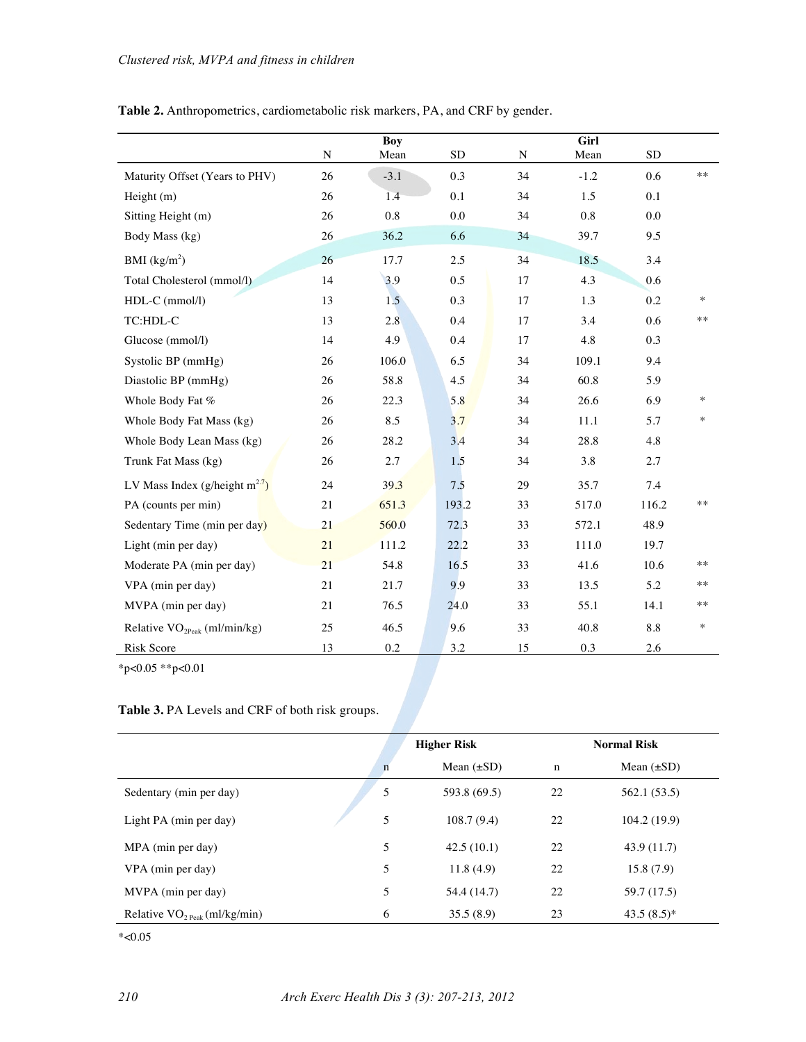**Table 2.** Anthropometrics, cardiometabolic risk markers, PA, and CRF by gender.

| | Boy | | | Girl | | | |
|---|---|---|---|---|---|---|---|
| | N | Mean | SD | N | Mean | SD | |
| Maturity Offset (Years to PHV) | 26 | -3.1 | 0.3 | 34 | -1.2 | 0.6 | ** |
| Height (m) | 26 | 1.4 | 0.1 | 34 | 1.5 | 0.1 | |
| Sitting Height (m) | 26 | 0.8 | 0.0 | 34 | 0.8 | 0.0 | |
| Body Mass (kg) | 26 | 36.2 | 6.6 | 34 | 39.7 | 9.5 | |
| BMI (kg/m$^2$) | 26 | 17.7 | 2.5 | 34 | 18.5 | 3.4 | |
| Total Cholesterol (mmol/l) | 14 | 3.9 | 0.5 | 17 | 4.3 | 0.6 | |
| HDL-C (mmol/l) | 13 | 1.5 | 0.3 | 17 | 1.3 | 0.2 | * |
| TC:HDL-C | 13 | 2.8 | 0.4 | 17 | 3.4 | 0.6 | ** |
| Glucose (mmol/l) | 14 | 4.9 | 0.4 | 17 | 4.8 | 0.3 | |
| Systolic BP (mmHg) | 26 | 106.0 | 6.5 | 34 | 109.1 | 9.4 | |
| Diastolic BP (mmHg) | 26 | 58.8 | 4.5 | 34 | 60.8 | 5.9 | |
| Whole Body Fat % | 26 | 22.3 | 5.8 | 34 | 26.6 | 6.9 | * |
| Whole Body Fat Mass (kg) | 26 | 8.5 | 3.7 | 34 | 11.1 | 5.7 | * |
| Whole Body Lean Mass (kg) | 26 | 28.2 | 3.4 | 34 | 28.8 | 4.8 | |
| Trunk Fat Mass (kg) | 26 | 2.7 | 1.5 | 34 | 3.8 | 2.7 | |
| LV Mass Index (g/height m$^{2.7}$) | 24 | 39.3 | 7.5 | 29 | 35.7 | 7.4 | |
| PA (counts per min) | 21 | 651.3 | 193.2 | 33 | 517.0 | 116.2 | ** |
| Sedentary Time (min per day) | 21 | 560.0 | 72.3 | 33 | 572.1 | 48.9 | |
| Light (min per day) | 21 | 111.2 | 22.2 | 33 | 111.0 | 19.7 | |
| Moderate PA (min per day) | 21 | 54.8 | 16.5 | 33 | 41.6 | 10.6 | ** |
| VPA (min per day) | 21 | 21.7 | 9.9 | 33 | 13.5 | 5.2 | ** |
| MVPA (min per day) | 21 | 76.5 | 24.0 | 33 | 55.1 | 14.1 | ** |
| Relative $VO_{2Peak}$ (ml/min/kg) | 25 | 46.5 | 9.6 | 33 | 40.8 | 8.8 | * |
| Risk Score | 13 | 0.2 | 3.2 | 15 | 0.3 | 2.6 | |

*p<0.05 **p<0.01

**Table 3.** PA Levels and CRF of both risk groups.

| | Higher Risk | | Normal Risk | |
|---|---|---|---|---|
| | n | Mean (±SD) | n | Mean (±SD) |
| Sedentary (min per day) | 5 | 593.8 (69.5) | 22 | 562.1 (53.5) |
| Light PA (min per day) | 5 | 108.7 (9.4) | 22 | 104.2 (19.9) |
| MPA (min per day) | 5 | 42.5 (10.1) | 22 | 43.9 (11.7) |
| VPA (min per day) | 5 | 11.8 (4.9) | 22 | 15.8 (7.9) |
| MVPA (min per day) | 5 | 54.4 (14.7) | 22 | 59.7 (17.5) |
| Relative $VO_{2\,Peak}$ (ml/kg/min) | 6 | 35.5 (8.9) | 23 | 43.5 (8.5)* |

*<0.05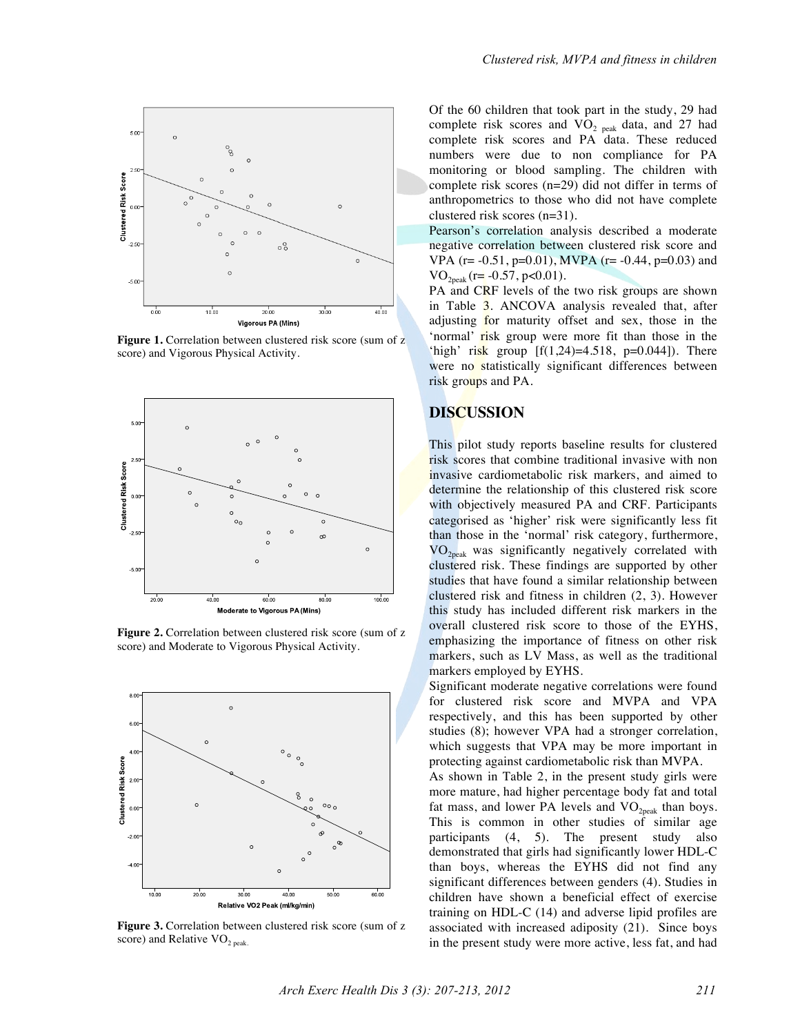Figure 1. Correlation between clustered risk score (sum of z score) and Vigorous Physical Activity.

Figure 2. Correlation between clustered risk score (sum of z score) and Moderate to Vigorous Physical Activity.

Figure 3. Correlation between clustered risk score (sum of z score) and Relative $VO_{2\ peak}$.

Of the 60 children that took part in the study, 29 had complete risk scores and $VO_{2\ peak}$ data, and 27 had complete risk scores and PA data. These reduced numbers were due to non compliance for PA monitoring or blood sampling. The children with complete risk scores (n=29) did not differ in terms of anthropometrics to those who did not have complete clustered risk scores (n=31).

Pearson's correlation analysis described a moderate negative correlation between clustered risk score and VPA ($r = -0.51$, $p=0.01$), MVPA ($r = -0.44$, $p=0.03$) and $VO_{2peak}$ ($r = -0.57$, $p<0.01$).

PA and CRF levels of the two risk groups are shown in Table 3. ANCOVA analysis revealed that, after adjusting for maturity offset and sex, those in the 'normal' risk group were more fit than those in the 'high' risk group [$f(1,24)=4.518$, $p=0.044$]. There were no statistically significant differences between risk groups and PA.

## DISCUSSION

This pilot study reports baseline results for clustered risk scores that combine traditional invasive with non invasive cardiometabolic risk markers, and aimed to determine the relationship of this clustered risk score with objectively measured PA and CRF. Participants categorised as 'higher' risk were significantly less fit than those in the 'normal' risk category, furthermore, $VO_{2peak}$ was significantly negatively correlated with clustered risk. These findings are supported by other studies that have found a similar relationship between clustered risk and fitness in children (2, 3). However this study has included different risk markers in the overall clustered risk score to those of the EYHS, emphasizing the importance of fitness on other risk markers, such as LV Mass, as well as the traditional markers employed by EYHS.

Significant moderate negative correlations were found for clustered risk score and MVPA and VPA respectively, and this has been supported by other studies (8); however VPA had a stronger correlation, which suggests that VPA may be more important in protecting against cardiometabolic risk than MVPA.

As shown in Table 2, in the present study girls were more mature, had higher percentage body fat and total fat mass, and lower PA levels and $VO_{2peak}$ than boys. This is common in other studies of similar age participants (4, 5). The present study also demonstrated that girls had significantly lower HDL-C than boys, whereas the EYHS did not find any significant differences between genders (4). Studies in children have shown a beneficial effect of exercise training on HDL-C (14) and adverse lipid profiles are associated with increased adiposity (21). Since boys in the present study were more active, less fat, and had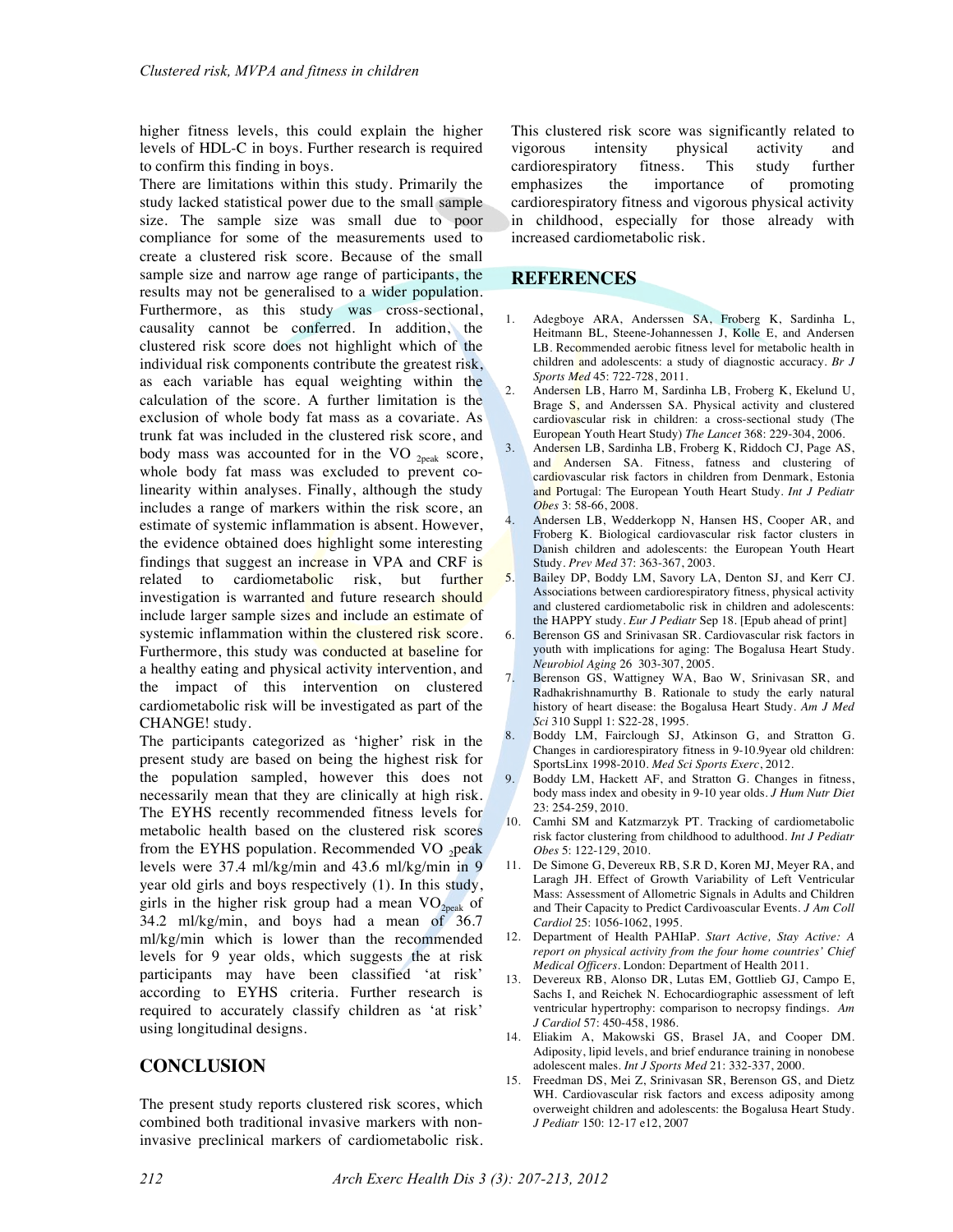higher fitness levels, this could explain the higher levels of HDL-C in boys. Further research is required to confirm this finding in boys.

There are limitations within this study. Primarily the study lacked statistical power due to the small sample size. The sample size was small due to poor compliance for some of the measurements used to create a clustered risk score. Because of the small sample size and narrow age range of participants, the results may not be generalised to a wider population. Furthermore, as this study was cross-sectional, causality cannot be conferred. In addition, the clustered risk score does not highlight which of the individual risk components contribute the greatest risk, as each variable has equal weighting within the calculation of the score. A further limitation is the exclusion of whole body fat mass as a covariate. As trunk fat was included in the clustered risk score, and body mass was accounted for in the $VO_{2peak}$ score, whole body fat mass was excluded to prevent co-linearity within analyses. Finally, although the study includes a range of markers within the risk score, an estimate of systemic inflammation is absent. However, the evidence obtained does highlight some interesting findings that suggest an increase in VPA and CRF is related to cardiometabolic risk, but further investigation is warranted and future research should include larger sample sizes and include an estimate of systemic inflammation within the clustered risk score. Furthermore, this study was conducted at baseline for a healthy eating and physical activity intervention, and the impact of this intervention on clustered cardiometabolic risk will be investigated as part of the CHANGE! study.

The participants categorized as 'higher' risk in the present study are based on being the highest risk for the population sampled, however this does not necessarily mean that they are clinically at high risk. The EYHS recently recommended fitness levels for metabolic health based on the clustered risk scores from the EYHS population. Recommended $VO_{2}$peak levels were 37.4 ml/kg/min and 43.6 ml/kg/min in 9 year old girls and boys respectively (1). In this study, girls in the higher risk group had a mean $VO_{2peak}$ of 34.2 ml/kg/min, and boys had a mean of 36.7 ml/kg/min which is lower than the recommended levels for 9 year olds, which suggests the at risk participants may have been classified 'at risk' according to EYHS criteria. Further research is required to accurately classify children as 'at risk' using longitudinal designs.

## CONCLUSION

The present study reports clustered risk scores, which combined both traditional invasive markers with non-invasive preclinical markers of cardiometabolic risk. This clustered risk score was significantly related to vigorous intensity physical activity and cardiorespiratory fitness. This study further emphasizes the importance of promoting cardiorespiratory fitness and vigorous physical activity in childhood, especially for those already with increased cardiometabolic risk.

## REFERENCES

1. Adegboye ARA, Anderssen SA, Froberg K, Sardinha L, Heitmann BL, Steene-Johannessen J, Kolle E, and Andersen LB. Recommended aerobic fitness level for metabolic health in children and adolescents: a study of diagnostic accuracy. *Br J Sports Med* 45: 722-728, 2011.
2. Andersen LB, Harro M, Sardinha LB, Froberg K, Ekelund U, Brage S, and Anderssen SA. Physical activity and clustered cardiovascular risk in children: a cross-sectional study (The European Youth Heart Study) *The Lancet* 368: 229-304, 2006.
3. Andersen LB, Sardinha LB, Froberg K, Riddoch CJ, Page AS, and Andersen SA. Fitness, fatness and clustering of cardiovascular risk factors in children from Denmark, Estonia and Portugal: The European Youth Heart Study. *Int J Pediatr Obes* 3: 58-66, 2008.
4. Andersen LB, Wedderkopp N, Hansen HS, Cooper AR, and Froberg K. Biological cardiovascular risk factor clusters in Danish children and adolescents: the European Youth Heart Study. *Prev Med* 37: 363-367, 2003.
5. Bailey DP, Boddy LM, Savory LA, Denton SJ, and Kerr CJ. Associations between cardiorespiratory fitness, physical activity and clustered cardiometabolic risk in children and adolescents: the HAPPY study. *Eur J Pediatr* Sep 18. [Epub ahead of print]
6. Berenson GS and Srinivasan SR. Cardiovascular risk factors in youth with implications for aging: The Bogalusa Heart Study. *Neurobiol Aging* 26 303-307, 2005.
7. Berenson GS, Wattigney WA, Bao W, Srinivasan SR, and Radhakrishnamurthy B. Rationale to study the early natural history of heart disease: the Bogalusa Heart Study. *Am J Med Sci* 310 Suppl 1: S22-28, 1995.
8. Boddy LM, Fairclough SJ, Atkinson G, and Stratton G. Changes in cardiorespiratory fitness in 9-10.9year old children: SportsLinx 1998-2010. *Med Sci Sports Exerc*, 2012.
9. Boddy LM, Hackett AF, and Stratton G. Changes in fitness, body mass index and obesity in 9-10 year olds. *J Hum Nutr Diet* 23: 254-259, 2010.
10. Camhi SM and Katzmarzyk PT. Tracking of cardiometabolic risk factor clustering from childhood to adulthood. *Int J Pediatr Obes* 5: 122-129, 2010.
11. De Simone G, Devereux RB, S.R D, Koren MJ, Meyer RA, and Laragh JH. Effect of Growth Variability of Left Ventricular Mass: Assessment of Allometric Signals in Adults and Children and Their Capacity to Predict Cardivoascular Events. *J Am Coll Cardiol* 25: 1056-1062, 1995.
12. Department of Health PAHIaP. *Start Active, Stay Active: A report on physical activity from the four home countries' Chief Medical Officers*. London: Department of Health 2011.
13. Devereux RB, Alonso DR, Lutas EM, Gottlieb GJ, Campo E, Sachs I, and Reichek N. Echocardiographic assessment of left ventricular hypertrophy: comparison to necropsy findings. *Am J Cardiol* 57: 450-458, 1986.
14. Eliakim A, Makowski GS, Brasel JA, and Cooper DM. Adiposity, lipid levels, and brief endurance training in nonobese adolescent males. *Int J Sports Med* 21: 332-337, 2000.
15. Freedman DS, Mei Z, Srinivasan SR, Berenson GS, and Dietz WH. Cardiovascular risk factors and excess adiposity among overweight children and adolescents: the Bogalusa Heart Study. *J Pediatr* 150: 12-17 e12, 2007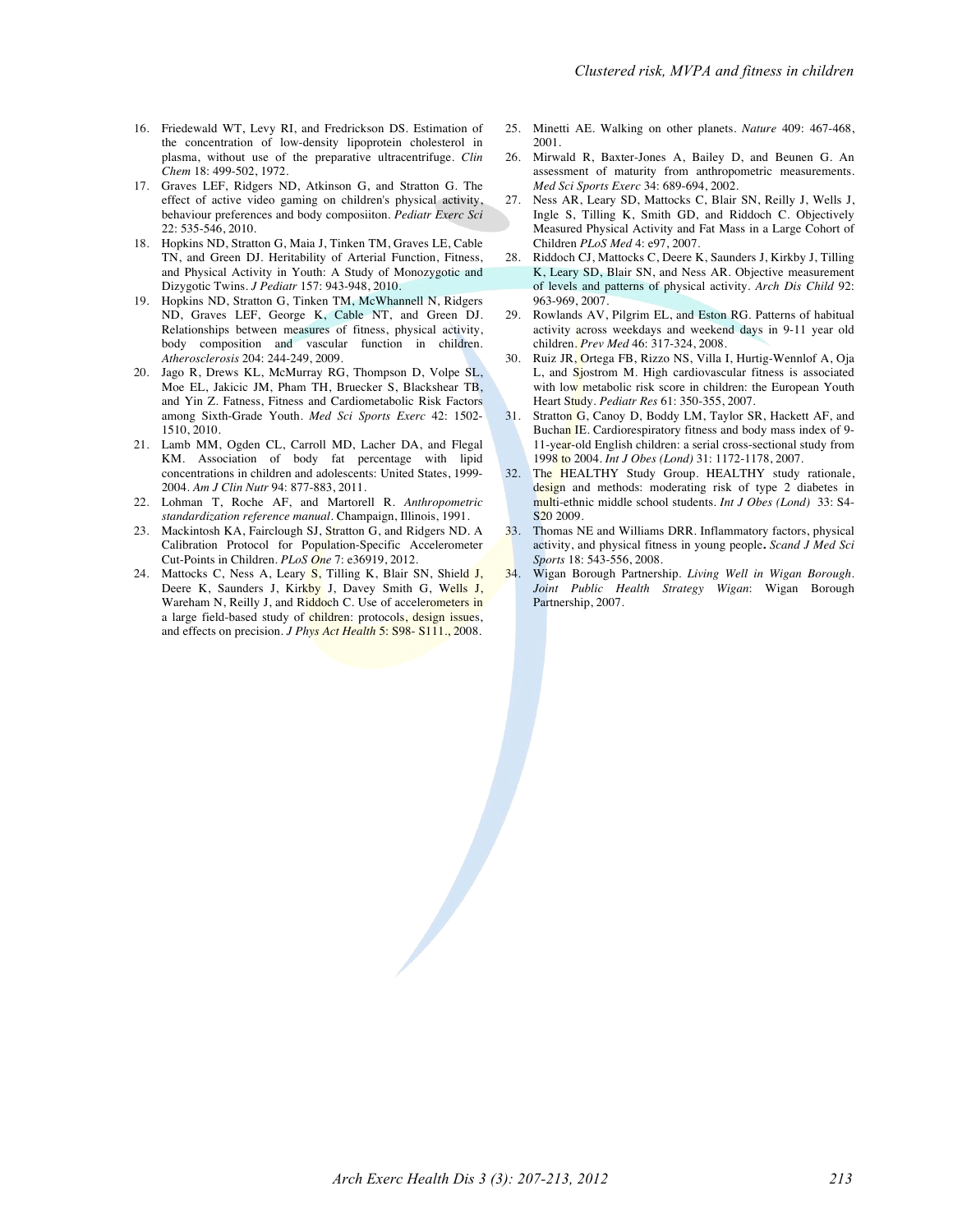16. Friedewald WT, Levy RI, and Fredrickson DS. Estimation of the concentration of low-density lipoprotein cholesterol in plasma, without use of the preparative ultracentrifuge. *Clin Chem* 18: 499-502, 1972.
17. Graves LEF, Ridgers ND, Atkinson G, and Stratton G. The effect of active video gaming on children's physical activity, behaviour preferences and body compositon. *Pediatr Exerc Sci* 22: 535-546, 2010.
18. Hopkins ND, Stratton G, Maia J, Tinken TM, Graves LE, Cable TN, and Green DJ. Heritability of Arterial Function, Fitness, and Physical Activity in Youth: A Study of Monozygotic and Dizygotic Twins. *J Pediatr* 157: 943-948, 2010.
19. Hopkins ND, Stratton G, Tinken TM, McWhannell N, Ridgers ND, Graves LEF, George K, Cable NT, and Green DJ. Relationships between measures of fitness, physical activity, body composition and vascular function in children. *Atherosclerosis* 204: 244-249, 2009.
20. Jago R, Drews KL, McMurray RG, Thompson D, Volpe SL, Moe EL, Jakicic JM, Pham TH, Bruecker S, Blackshear TB, and Yin Z. Fatness, Fitness and Cardiometabolic Risk Factors among Sixth-Grade Youth. *Med Sci Sports Exerc* 42: 1502-1510, 2010.
21. Lamb MM, Ogden CL, Carroll MD, Lacher DA, and Flegal KM. Association of body fat percentage with lipid concentrations in children and adolescents: United States, 1999-2004. *Am J Clin Nutr* 94: 877-883, 2011.
22. Lohman T, Roche AF, and Martorell R. *Anthropometric standardization reference manual*. Champaign, Illinois, 1991.
23. Mackintosh KA, Fairclough SJ, Stratton G, and Ridgers ND. A Calibration Protocol for Population-Specific Accelerometer Cut-Points in Children. *PLoS One* 7: e36919, 2012.
24. Mattocks C, Ness A, Leary S, Tilling K, Blair SN, Shield J, Deere K, Saunders J, Kirkby J, Davey Smith G, Wells J, Wareham N, Reilly J, and Riddoch C. Use of accelerometers in a large field-based study of children: protocols, design issues, and effects on precision. *J Phys Act Health* 5: S98- S111., 2008.
25. Minetti AE. Walking on other planets. *Nature* 409: 467-468, 2001.
26. Mirwald R, Baxter-Jones A, Bailey D, and Beunen G. An assessment of maturity from anthropometric measurements. *Med Sci Sports Exerc* 34: 689-694, 2002.
27. Ness AR, Leary SD, Mattocks C, Blair SN, Reilly J, Wells J, Ingle S, Tilling K, Smith GD, and Riddoch C. Objectively Measured Physical Activity and Fat Mass in a Large Cohort of Children *PLoS Med* 4: e97, 2007.
28. Riddoch CJ, Mattocks C, Deere K, Saunders J, Kirkby J, Tilling K, Leary SD, Blair SN, and Ness AR. Objective measurement of levels and patterns of physical activity. *Arch Dis Child* 92: 963-969, 2007.
29. Rowlands AV, Pilgrim EL, and Eston RG. Patterns of habitual activity across weekdays and weekend days in 9-11 year old children. *Prev Med* 46: 317-324, 2008.
30. Ruiz JR, Ortega FB, Rizzo NS, Villa I, Hurtig-Wennlof A, Oja L, and Sjostrom M. High cardiovascular fitness is associated with low metabolic risk score in children: the European Youth Heart Study. *Pediatr Res* 61: 350-355, 2007.
31. Stratton G, Canoy D, Boddy LM, Taylor SR, Hackett AF, and Buchan IE. Cardiorespiratory fitness and body mass index of 9-11-year-old English children: a serial cross-sectional study from 1998 to 2004. *Int J Obes (Lond)* 31: 1172-1178, 2007.
32. The HEALTHY Study Group. HEALTHY study rationale, design and methods: moderating risk of type 2 diabetes in multi-ethnic middle school students. *Int J Obes (Lond)* 33: S4-S20 2009.
33. Thomas NE and Williams DRR. Inflammatory factors, physical activity, and physical fitness in young people**.** *Scand J Med Sci Sports* 18: 543-556, 2008.
34. Wigan Borough Partnership. *Living Well in Wigan Borough. Joint Public Health Strategy Wigan*: Wigan Borough Partnership, 2007.